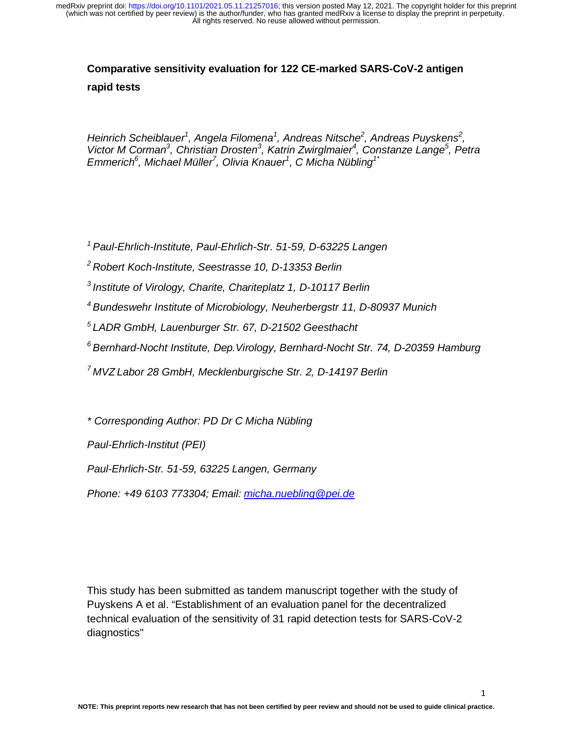**Comparative sensitivity evaluation for 122 CE-marked SARS-CoV-2 antigen rapid tests**

*Heinrich Scheiblauer[1], Angela Filomena[1], Andreas Nitsche[2], Andreas Puyskens[2], Victor M Corman[3], Christian Drosten[3], Katrin Zwirglmaier[4], Constanze Lange[5], Petra Emmerich[6], Michael Müller[7], Olivia Knauer[1], C Micha Nübling[1*]*

*[1] Paul-Ehrlich-Institute, Paul-Ehrlich-Str. 51-59, D-63225 Langen*

*[2] Robert Koch-Institute, Seestrasse 10, D-13353 Berlin*

*[3] Institute of Virology, Charite, Chariteplatz 1, D-10117 Berlin*

*[4] Bundeswehr Institute of Microbiology, Neuherbergstr 11, D-80937 Munich*

*[5] LADR GmbH, Lauenburger Str. 67, D-21502 Geesthacht*

*[6] Bernhard-Nocht Institute, Dep.Virology, Bernhard-Nocht Str. 74, D-20359 Hamburg*

*[7] MVZ Labor 28 GmbH, Mecklenburgische Str. 2, D-14197 Berlin*

*\* Corresponding Author: PD Dr C Micha Nübling*

*Paul-Ehrlich-Institut (PEI)*

*Paul-Ehrlich-Str. 51-59, 63225 Langen, Germany*

*Phone: +49 6103 773304; Email: micha.nuebling@pei.de*

This study has been submitted as tandem manuscript together with the study of Puyskens A et al. "Establishment of an evaluation panel for the decentralized technical evaluation of the sensitivity of 31 rapid detection tests for SARS-CoV-2 diagnostics"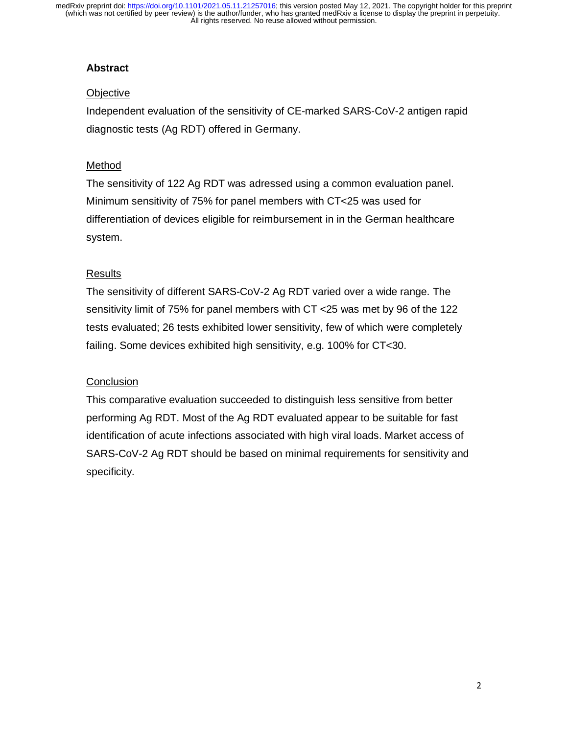## Abstract

### Objective

Independent evaluation of the sensitivity of CE-marked SARS-CoV-2 antigen rapid diagnostic tests (Ag RDT) offered in Germany.

### Method

The sensitivity of 122 Ag RDT was adressed using a common evaluation panel. Minimum sensitivity of 75% for panel members with CT<25 was used for differentiation of devices eligible for reimbursement in in the German healthcare system.

### Results

The sensitivity of different SARS-CoV-2 Ag RDT varied over a wide range. The sensitivity limit of 75% for panel members with CT <25 was met by 96 of the 122 tests evaluated; 26 tests exhibited lower sensitivity, few of which were completely failing. Some devices exhibited high sensitivity, e.g. 100% for CT<30.

### Conclusion

This comparative evaluation succeeded to distinguish less sensitive from better performing Ag RDT. Most of the Ag RDT evaluated appear to be suitable for fast identification of acute infections associated with high viral loads. Market access of SARS-CoV-2 Ag RDT should be based on minimal requirements for sensitivity and specificity.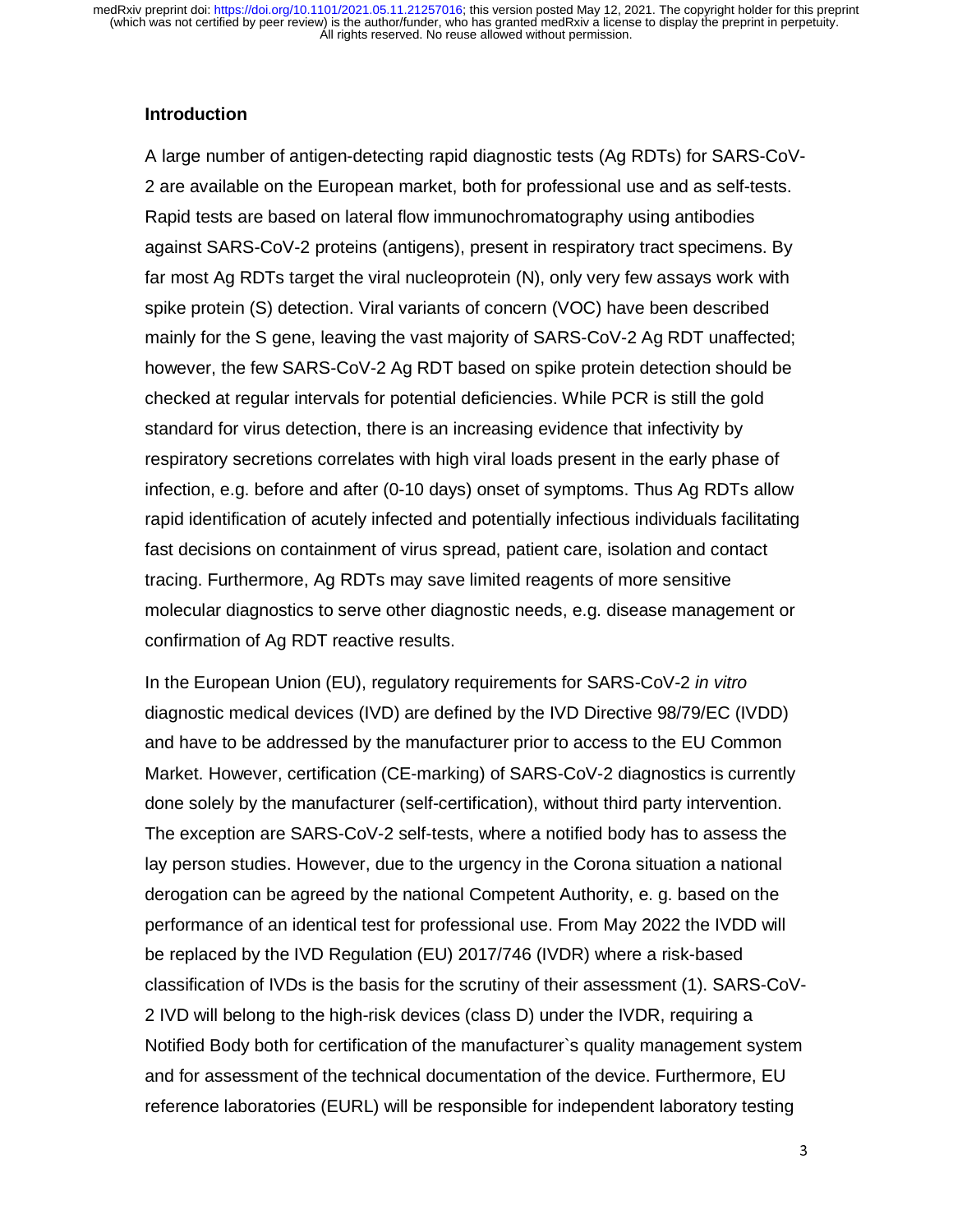## Introduction

A large number of antigen-detecting rapid diagnostic tests (Ag RDTs) for SARS-CoV-2 are available on the European market, both for professional use and as self-tests. Rapid tests are based on lateral flow immunochromatography using antibodies against SARS-CoV-2 proteins (antigens), present in respiratory tract specimens. By far most Ag RDTs target the viral nucleoprotein (N), only very few assays work with spike protein (S) detection. Viral variants of concern (VOC) have been described mainly for the S gene, leaving the vast majority of SARS-CoV-2 Ag RDT unaffected; however, the few SARS-CoV-2 Ag RDT based on spike protein detection should be checked at regular intervals for potential deficiencies. While PCR is still the gold standard for virus detection, there is an increasing evidence that infectivity by respiratory secretions correlates with high viral loads present in the early phase of infection, e.g. before and after (0-10 days) onset of symptoms. Thus Ag RDTs allow rapid identification of acutely infected and potentially infectious individuals facilitating fast decisions on containment of virus spread, patient care, isolation and contact tracing. Furthermore, Ag RDTs may save limited reagents of more sensitive molecular diagnostics to serve other diagnostic needs, e.g. disease management or confirmation of Ag RDT reactive results.

In the European Union (EU), regulatory requirements for SARS-CoV-2 *in vitro* diagnostic medical devices (IVD) are defined by the IVD Directive 98/79/EC (IVDD) and have to be addressed by the manufacturer prior to access to the EU Common Market. However, certification (CE-marking) of SARS-CoV-2 diagnostics is currently done solely by the manufacturer (self-certification), without third party intervention. The exception are SARS-CoV-2 self-tests, where a notified body has to assess the lay person studies. However, due to the urgency in the Corona situation a national derogation can be agreed by the national Competent Authority, e. g. based on the performance of an identical test for professional use. From May 2022 the IVDD will be replaced by the IVD Regulation (EU) 2017/746 (IVDR) where a risk-based classification of IVDs is the basis for the scrutiny of their assessment (1). SARS-CoV-2 IVD will belong to the high-risk devices (class D) under the IVDR, requiring a Notified Body both for certification of the manufacturer`s quality management system and for assessment of the technical documentation of the device. Furthermore, EU reference laboratories (EURL) will be responsible for independent laboratory testing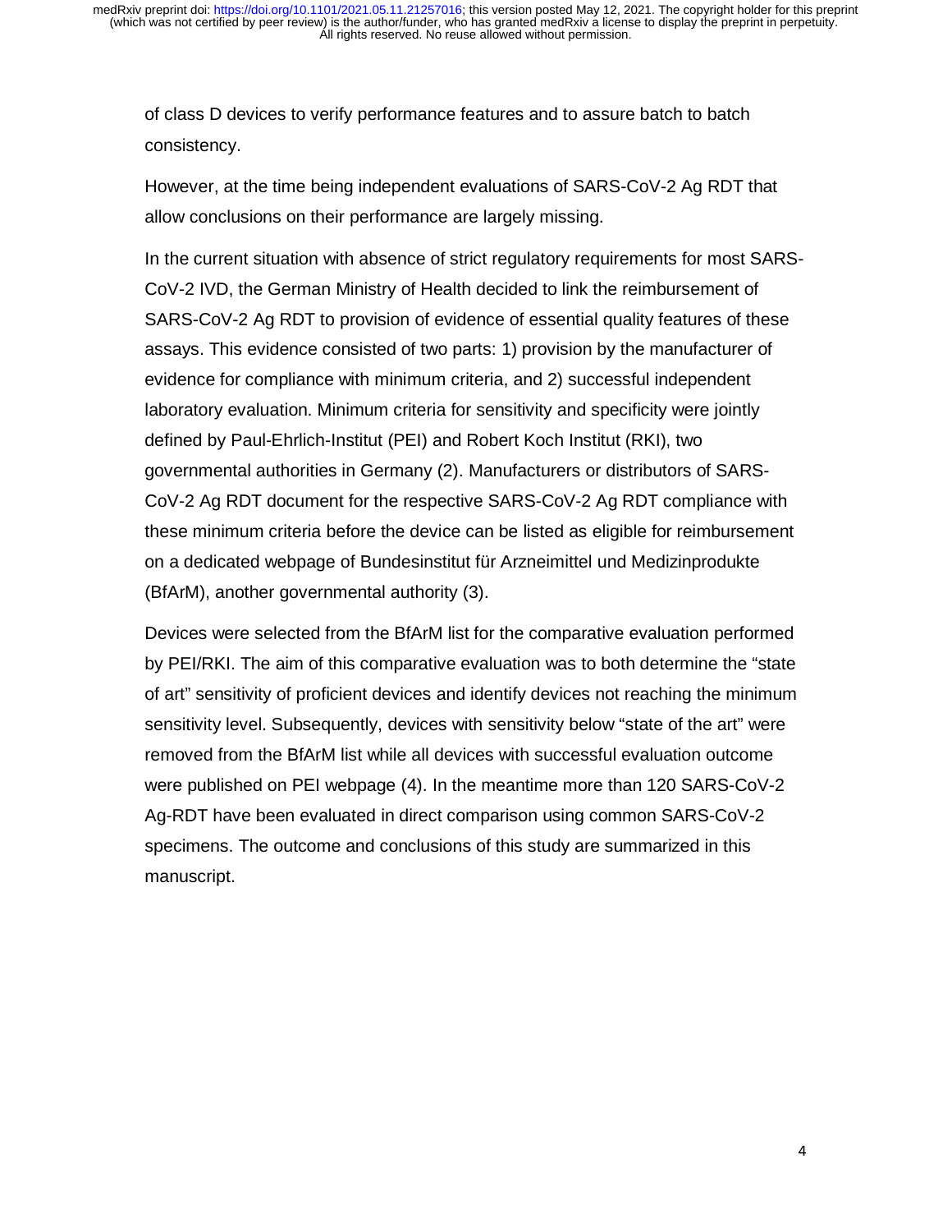of class D devices to verify performance features and to assure batch to batch consistency.

However, at the time being independent evaluations of SARS-CoV-2 Ag RDT that allow conclusions on their performance are largely missing.

In the current situation with absence of strict regulatory requirements for most SARS-CoV-2 IVD, the German Ministry of Health decided to link the reimbursement of SARS-CoV-2 Ag RDT to provision of evidence of essential quality features of these assays. This evidence consisted of two parts: 1) provision by the manufacturer of evidence for compliance with minimum criteria, and 2) successful independent laboratory evaluation. Minimum criteria for sensitivity and specificity were jointly defined by Paul-Ehrlich-Institut (PEI) and Robert Koch Institut (RKI), two governmental authorities in Germany (2). Manufacturers or distributors of SARS-CoV-2 Ag RDT document for the respective SARS-CoV-2 Ag RDT compliance with these minimum criteria before the device can be listed as eligible for reimbursement on a dedicated webpage of Bundesinstitut für Arzneimittel und Medizinprodukte (BfArM), another governmental authority (3).

Devices were selected from the BfArM list for the comparative evaluation performed by PEI/RKI. The aim of this comparative evaluation was to both determine the "state of art" sensitivity of proficient devices and identify devices not reaching the minimum sensitivity level. Subsequently, devices with sensitivity below "state of the art" were removed from the BfArM list while all devices with successful evaluation outcome were published on PEI webpage (4). In the meantime more than 120 SARS-CoV-2 Ag-RDT have been evaluated in direct comparison using common SARS-CoV-2 specimens. The outcome and conclusions of this study are summarized in this manuscript.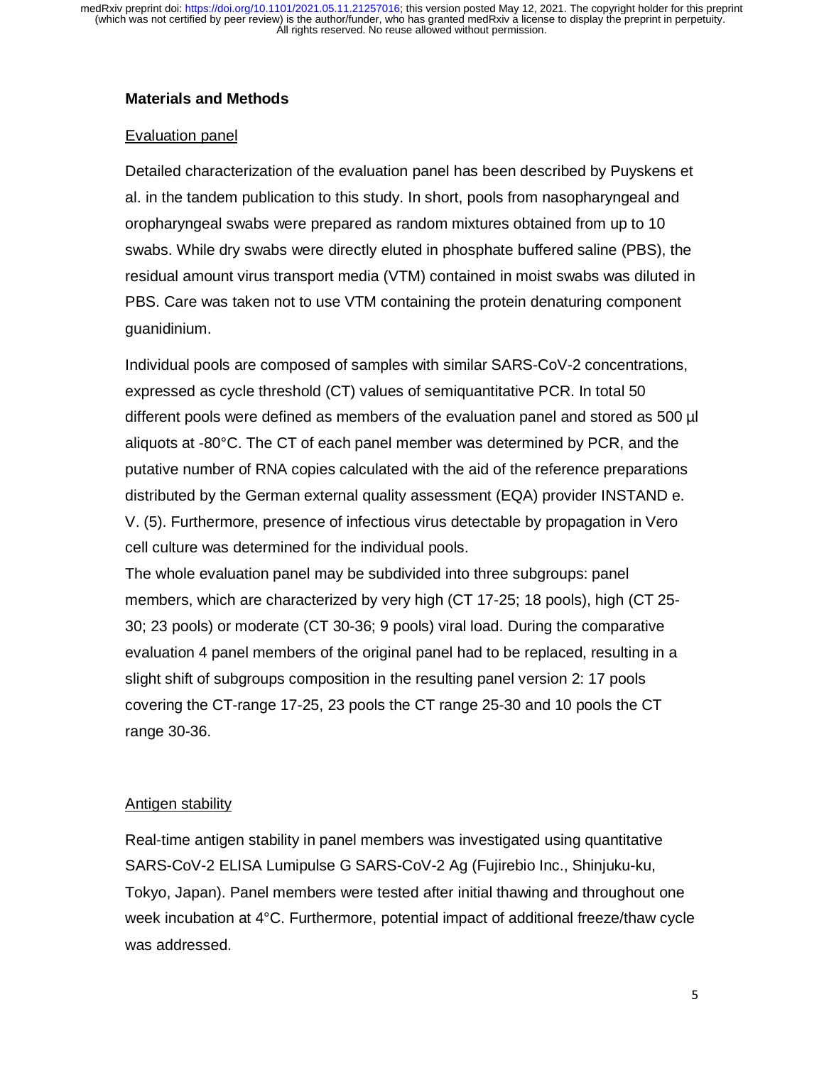## Materials and Methods

Evaluation panel

Detailed characterization of the evaluation panel has been described by Puyskens et al. in the tandem publication to this study. In short, pools from nasopharyngeal and oropharyngeal swabs were prepared as random mixtures obtained from up to 10 swabs. While dry swabs were directly eluted in phosphate buffered saline (PBS), the residual amount virus transport media (VTM) contained in moist swabs was diluted in PBS. Care was taken not to use VTM containing the protein denaturing component guanidinium.

Individual pools are composed of samples with similar SARS-CoV-2 concentrations, expressed as cycle threshold (CT) values of semiquantitative PCR. In total 50 different pools were defined as members of the evaluation panel and stored as 500 µl aliquots at -80°C. The CT of each panel member was determined by PCR, and the putative number of RNA copies calculated with the aid of the reference preparations distributed by the German external quality assessment (EQA) provider INSTAND e. V. (5). Furthermore, presence of infectious virus detectable by propagation in Vero cell culture was determined for the individual pools.

The whole evaluation panel may be subdivided into three subgroups: panel members, which are characterized by very high (CT 17-25; 18 pools), high (CT 25-30; 23 pools) or moderate (CT 30-36; 9 pools) viral load. During the comparative evaluation 4 panel members of the original panel had to be replaced, resulting in a slight shift of subgroups composition in the resulting panel version 2: 17 pools covering the CT-range 17-25, 23 pools the CT range 25-30 and 10 pools the CT range 30-36.

Antigen stability

Real-time antigen stability in panel members was investigated using quantitative SARS-CoV-2 ELISA Lumipulse G SARS-CoV-2 Ag (Fujirebio Inc., Shinjuku-ku, Tokyo, Japan). Panel members were tested after initial thawing and throughout one week incubation at 4°C. Furthermore, potential impact of additional freeze/thaw cycle was addressed.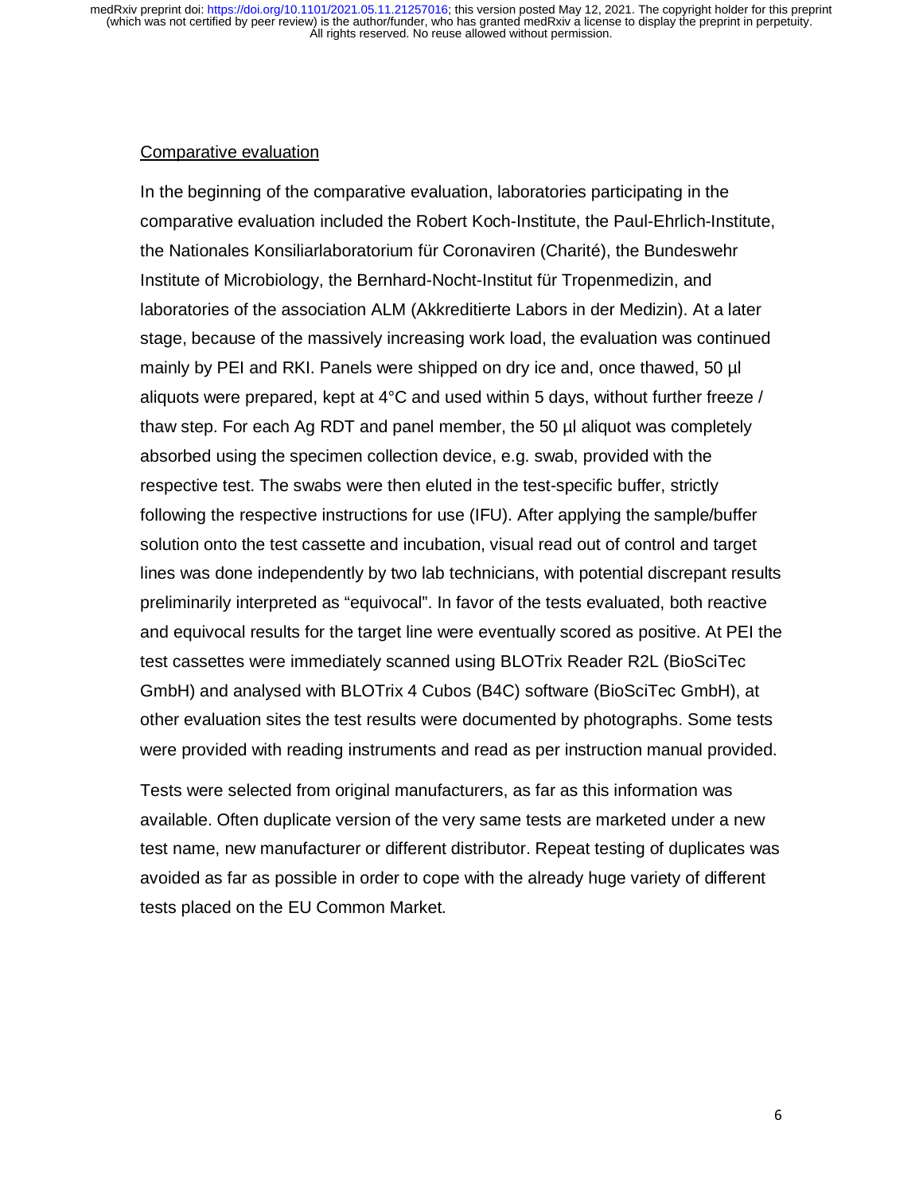## Comparative evaluation

In the beginning of the comparative evaluation, laboratories participating in the comparative evaluation included the Robert Koch-Institute, the Paul-Ehrlich-Institute, the Nationales Konsiliarlaboratorium für Coronaviren (Charité), the Bundeswehr Institute of Microbiology, the Bernhard-Nocht-Institut für Tropenmedizin, and laboratories of the association ALM (Akkreditierte Labors in der Medizin). At a later stage, because of the massively increasing work load, the evaluation was continued mainly by PEI and RKI. Panels were shipped on dry ice and, once thawed, 50 µl aliquots were prepared, kept at 4°C and used within 5 days, without further freeze / thaw step. For each Ag RDT and panel member, the 50 µl aliquot was completely absorbed using the specimen collection device, e.g. swab, provided with the respective test. The swabs were then eluted in the test-specific buffer, strictly following the respective instructions for use (IFU). After applying the sample/buffer solution onto the test cassette and incubation, visual read out of control and target lines was done independently by two lab technicians, with potential discrepant results preliminarily interpreted as "equivocal". In favor of the tests evaluated, both reactive and equivocal results for the target line were eventually scored as positive. At PEI the test cassettes were immediately scanned using BLOTrix Reader R2L (BioSciTec GmbH) and analysed with BLOTrix 4 Cubos (B4C) software (BioSciTec GmbH), at other evaluation sites the test results were documented by photographs. Some tests were provided with reading instruments and read as per instruction manual provided.

Tests were selected from original manufacturers, as far as this information was available. Often duplicate version of the very same tests are marketed under a new test name, new manufacturer or different distributor. Repeat testing of duplicates was avoided as far as possible in order to cope with the already huge variety of different tests placed on the EU Common Market.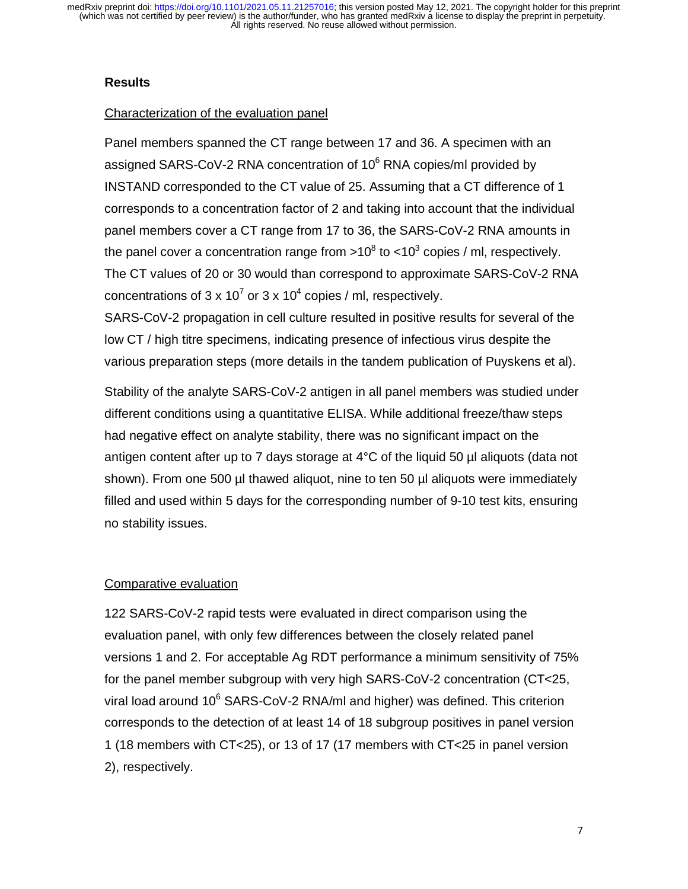## Results

### Characterization of the evaluation panel

Panel members spanned the CT range between 17 and 36. A specimen with an assigned SARS-CoV-2 RNA concentration of $10^6$ RNA copies/ml provided by INSTAND corresponded to the CT value of 25. Assuming that a CT difference of 1 corresponds to a concentration factor of 2 and taking into account that the individual panel members cover a CT range from 17 to 36, the SARS-CoV-2 RNA amounts in the panel cover a concentration range from $>10^8$ to $<10^3$ copies / ml, respectively. The CT values of 20 or 30 would than correspond to approximate SARS-CoV-2 RNA concentrations of $3 \times 10^7$ or $3 \times 10^4$ copies / ml, respectively.

SARS-CoV-2 propagation in cell culture resulted in positive results for several of the low CT / high titre specimens, indicating presence of infectious virus despite the various preparation steps (more details in the tandem publication of Puyskens et al).

Stability of the analyte SARS-CoV-2 antigen in all panel members was studied under different conditions using a quantitative ELISA. While additional freeze/thaw steps had negative effect on analyte stability, there was no significant impact on the antigen content after up to 7 days storage at 4°C of the liquid 50 µl aliquots (data not shown). From one 500 µl thawed aliquot, nine to ten 50 µl aliquots were immediately filled and used within 5 days for the corresponding number of 9-10 test kits, ensuring no stability issues.

### Comparative evaluation

122 SARS-CoV-2 rapid tests were evaluated in direct comparison using the evaluation panel, with only few differences between the closely related panel versions 1 and 2. For acceptable Ag RDT performance a minimum sensitivity of 75% for the panel member subgroup with very high SARS-CoV-2 concentration (CT<25, viral load around $10^6$ SARS-CoV-2 RNA/ml and higher) was defined. This criterion corresponds to the detection of at least 14 of 18 subgroup positives in panel version 1 (18 members with CT<25), or 13 of 17 (17 members with CT<25 in panel version 2), respectively.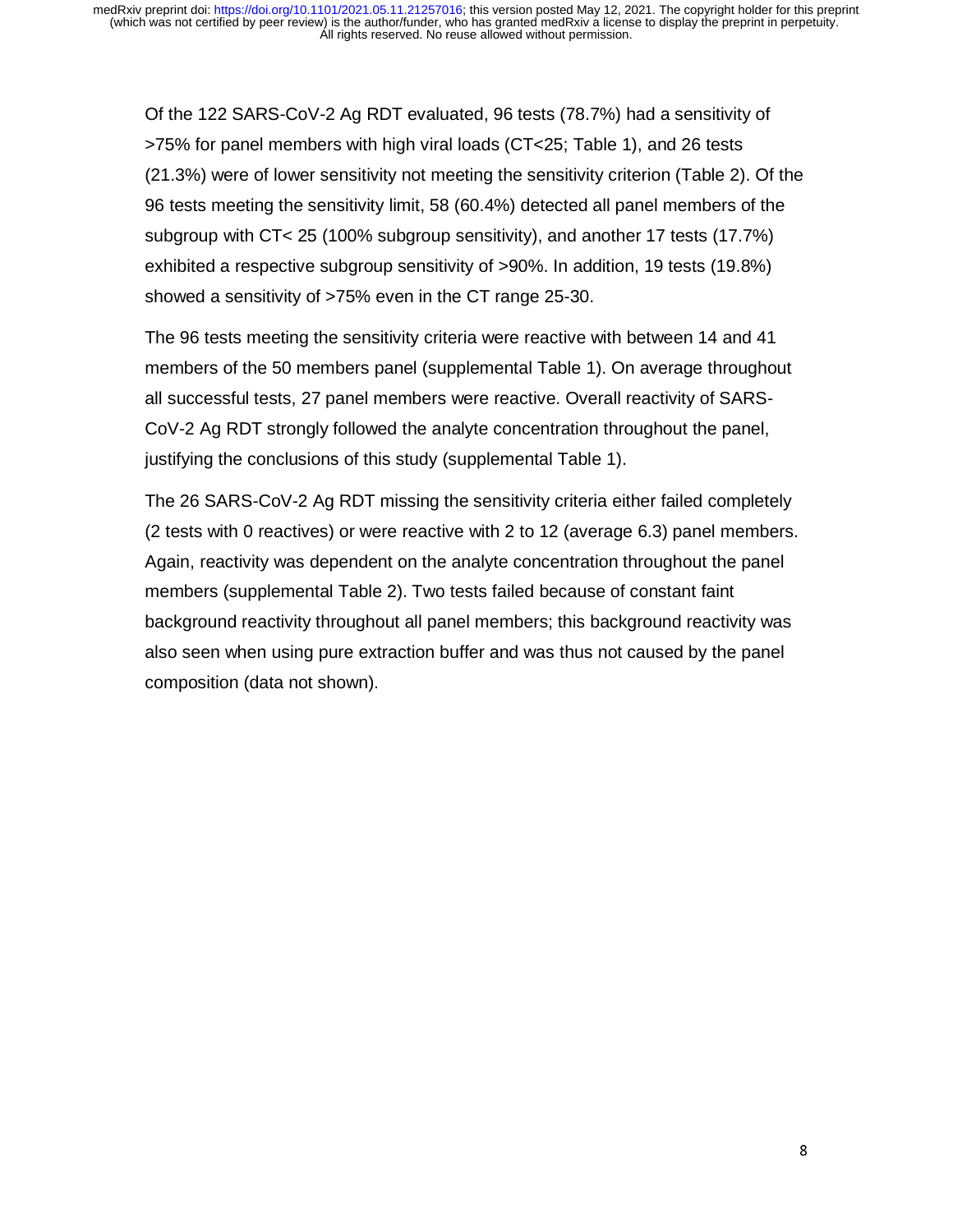Of the 122 SARS-CoV-2 Ag RDT evaluated, 96 tests (78.7%) had a sensitivity of >75% for panel members with high viral loads (CT<25; Table 1), and 26 tests (21.3%) were of lower sensitivity not meeting the sensitivity criterion (Table 2). Of the 96 tests meeting the sensitivity limit, 58 (60.4%) detected all panel members of the subgroup with CT< 25 (100% subgroup sensitivity), and another 17 tests (17.7%) exhibited a respective subgroup sensitivity of >90%. In addition, 19 tests (19.8%) showed a sensitivity of >75% even in the CT range 25-30.

The 96 tests meeting the sensitivity criteria were reactive with between 14 and 41 members of the 50 members panel (supplemental Table 1). On average throughout all successful tests, 27 panel members were reactive. Overall reactivity of SARS-CoV-2 Ag RDT strongly followed the analyte concentration throughout the panel, justifying the conclusions of this study (supplemental Table 1).

The 26 SARS-CoV-2 Ag RDT missing the sensitivity criteria either failed completely (2 tests with 0 reactives) or were reactive with 2 to 12 (average 6.3) panel members. Again, reactivity was dependent on the analyte concentration throughout the panel members (supplemental Table 2). Two tests failed because of constant faint background reactivity throughout all panel members; this background reactivity was also seen when using pure extraction buffer and was thus not caused by the panel composition (data not shown).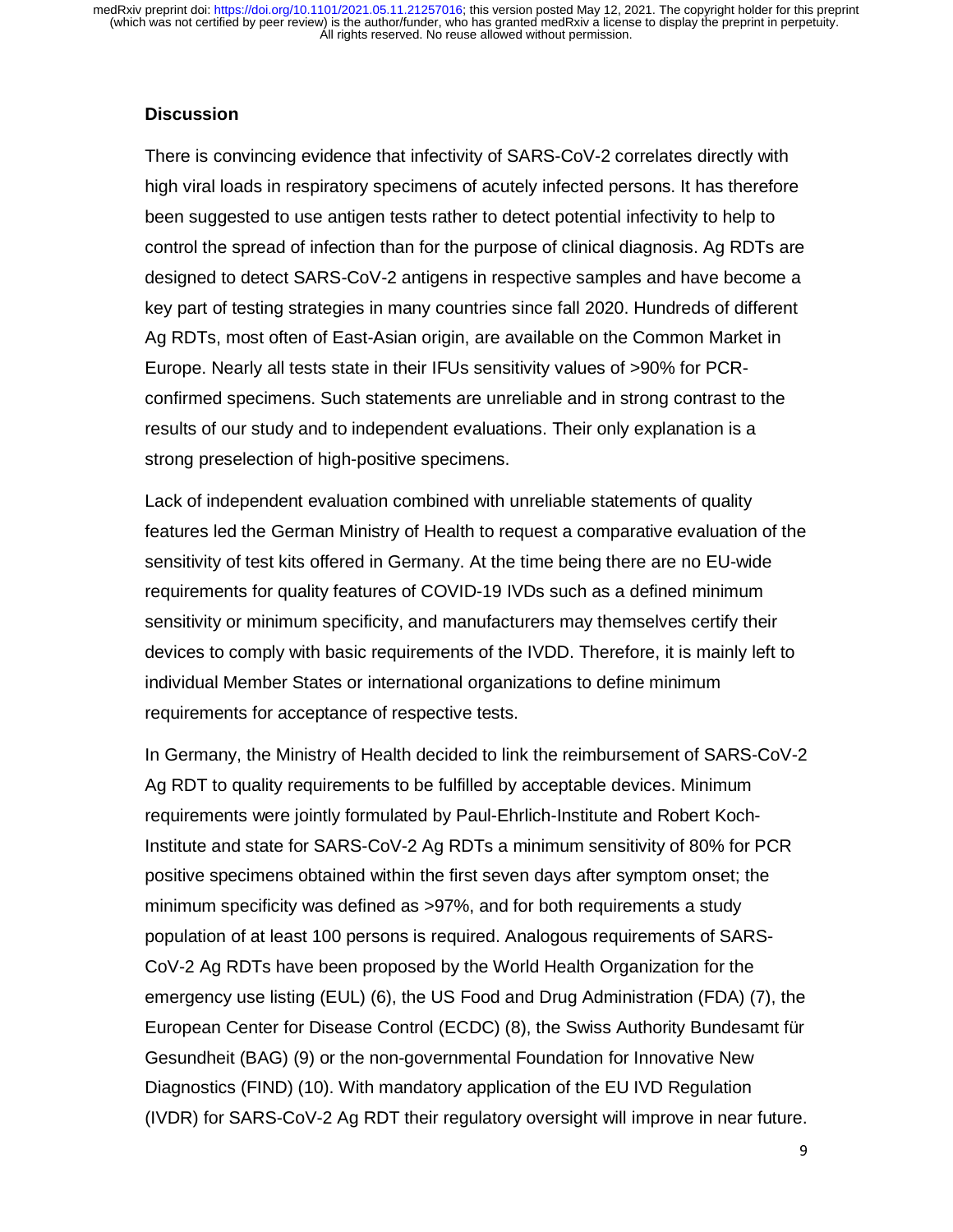## Discussion

There is convincing evidence that infectivity of SARS-CoV-2 correlates directly with high viral loads in respiratory specimens of acutely infected persons. It has therefore been suggested to use antigen tests rather to detect potential infectivity to help to control the spread of infection than for the purpose of clinical diagnosis. Ag RDTs are designed to detect SARS-CoV-2 antigens in respective samples and have become a key part of testing strategies in many countries since fall 2020. Hundreds of different Ag RDTs, most often of East-Asian origin, are available on the Common Market in Europe. Nearly all tests state in their IFUs sensitivity values of >90% for PCR-confirmed specimens. Such statements are unreliable and in strong contrast to the results of our study and to independent evaluations. Their only explanation is a strong preselection of high-positive specimens.

Lack of independent evaluation combined with unreliable statements of quality features led the German Ministry of Health to request a comparative evaluation of the sensitivity of test kits offered in Germany. At the time being there are no EU-wide requirements for quality features of COVID-19 IVDs such as a defined minimum sensitivity or minimum specificity, and manufacturers may themselves certify their devices to comply with basic requirements of the IVDD. Therefore, it is mainly left to individual Member States or international organizations to define minimum requirements for acceptance of respective tests.

In Germany, the Ministry of Health decided to link the reimbursement of SARS-CoV-2 Ag RDT to quality requirements to be fulfilled by acceptable devices. Minimum requirements were jointly formulated by Paul-Ehrlich-Institute and Robert Koch-Institute and state for SARS-CoV-2 Ag RDTs a minimum sensitivity of 80% for PCR positive specimens obtained within the first seven days after symptom onset; the minimum specificity was defined as >97%, and for both requirements a study population of at least 100 persons is required. Analogous requirements of SARS-CoV-2 Ag RDTs have been proposed by the World Health Organization for the emergency use listing (EUL) (6), the US Food and Drug Administration (FDA) (7), the European Center for Disease Control (ECDC) (8), the Swiss Authority Bundesamt für Gesundheit (BAG) (9) or the non-governmental Foundation for Innovative New Diagnostics (FIND) (10). With mandatory application of the EU IVD Regulation (IVDR) for SARS-CoV-2 Ag RDT their regulatory oversight will improve in near future.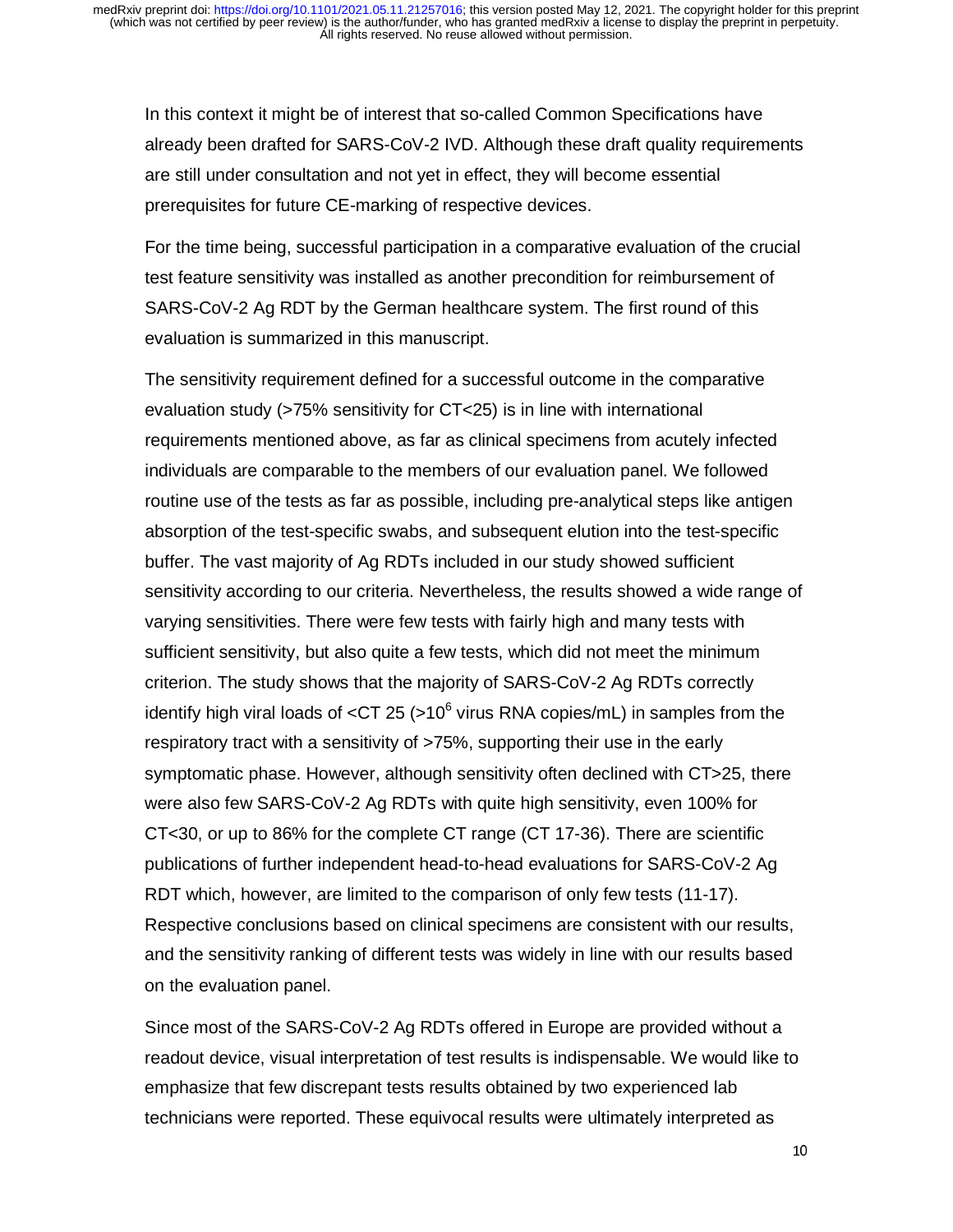In this context it might be of interest that so-called Common Specifications have already been drafted for SARS-CoV-2 IVD. Although these draft quality requirements are still under consultation and not yet in effect, they will become essential prerequisites for future CE-marking of respective devices.

For the time being, successful participation in a comparative evaluation of the crucial test feature sensitivity was installed as another precondition for reimbursement of SARS-CoV-2 Ag RDT by the German healthcare system. The first round of this evaluation is summarized in this manuscript.

The sensitivity requirement defined for a successful outcome in the comparative evaluation study (>75% sensitivity for CT<25) is in line with international requirements mentioned above, as far as clinical specimens from acutely infected individuals are comparable to the members of our evaluation panel. We followed routine use of the tests as far as possible, including pre-analytical steps like antigen absorption of the test-specific swabs, and subsequent elution into the test-specific buffer. The vast majority of Ag RDTs included in our study showed sufficient sensitivity according to our criteria. Nevertheless, the results showed a wide range of varying sensitivities. There were few tests with fairly high and many tests with sufficient sensitivity, but also quite a few tests, which did not meet the minimum criterion. The study shows that the majority of SARS-CoV-2 Ag RDTs correctly identify high viral loads of <CT 25 (>$10^6$ virus RNA copies/mL) in samples from the respiratory tract with a sensitivity of >75%, supporting their use in the early symptomatic phase. However, although sensitivity often declined with CT>25, there were also few SARS-CoV-2 Ag RDTs with quite high sensitivity, even 100% for CT<30, or up to 86% for the complete CT range (CT 17-36). There are scientific publications of further independent head-to-head evaluations for SARS-CoV-2 Ag RDT which, however, are limited to the comparison of only few tests (11-17). Respective conclusions based on clinical specimens are consistent with our results, and the sensitivity ranking of different tests was widely in line with our results based on the evaluation panel.

Since most of the SARS-CoV-2 Ag RDTs offered in Europe are provided without a readout device, visual interpretation of test results is indispensable. We would like to emphasize that few discrepant tests results obtained by two experienced lab technicians were reported. These equivocal results were ultimately interpreted as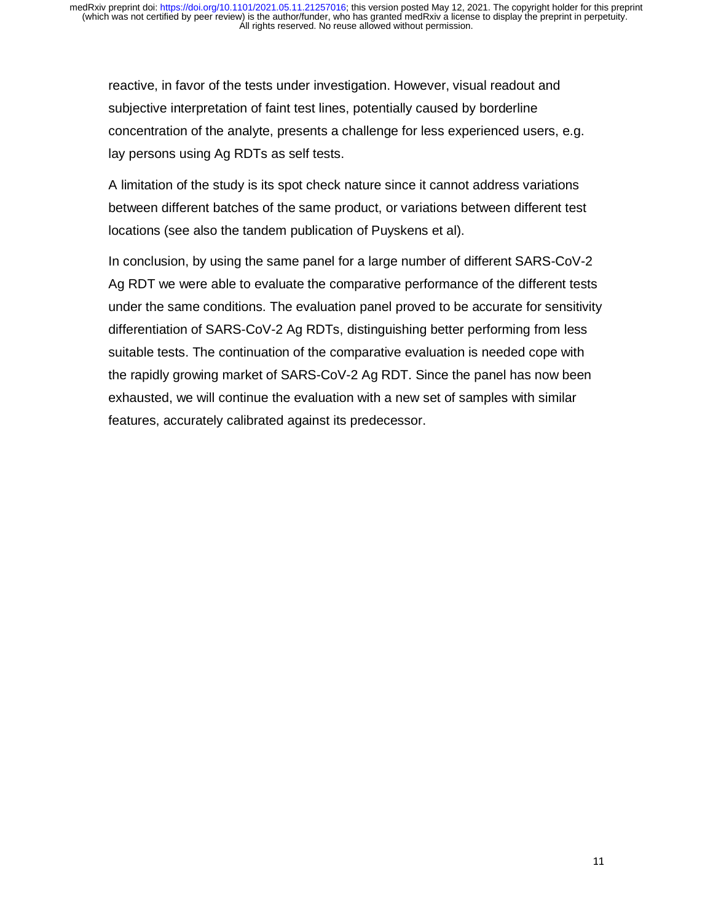reactive, in favor of the tests under investigation. However, visual readout and subjective interpretation of faint test lines, potentially caused by borderline concentration of the analyte, presents a challenge for less experienced users, e.g. lay persons using Ag RDTs as self tests.

A limitation of the study is its spot check nature since it cannot address variations between different batches of the same product, or variations between different test locations (see also the tandem publication of Puyskens et al).

In conclusion, by using the same panel for a large number of different SARS-CoV-2 Ag RDT we were able to evaluate the comparative performance of the different tests under the same conditions. The evaluation panel proved to be accurate for sensitivity differentiation of SARS-CoV-2 Ag RDTs, distinguishing better performing from less suitable tests. The continuation of the comparative evaluation is needed cope with the rapidly growing market of SARS-CoV-2 Ag RDT. Since the panel has now been exhausted, we will continue the evaluation with a new set of samples with similar features, accurately calibrated against its predecessor.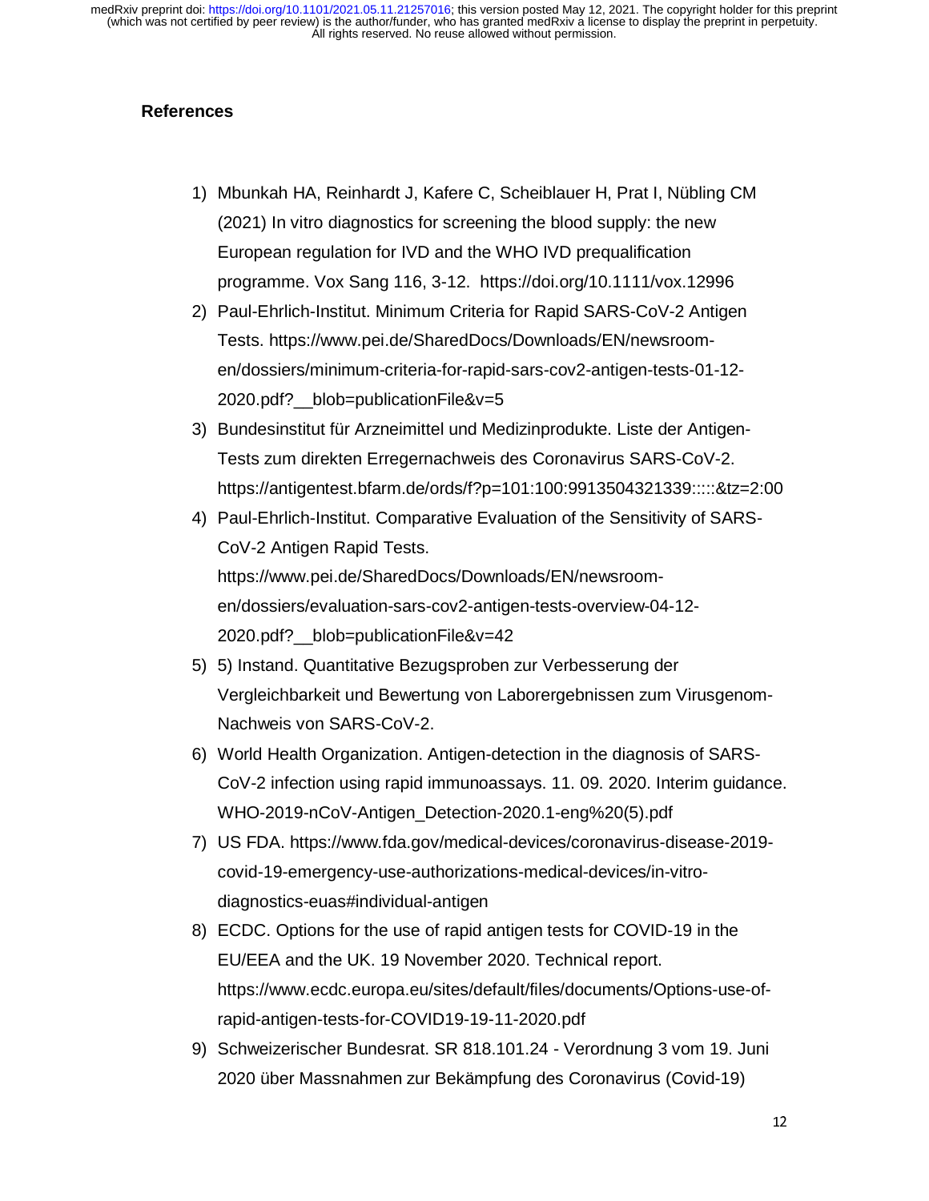## References

1) Mbunkah HA, Reinhardt J, Kafere C, Scheiblauer H, Prat I, Nübling CM (2021) In vitro diagnostics for screening the blood supply: the new European regulation for IVD and the WHO IVD prequalification programme. Vox Sang 116, 3-12. https://doi.org/10.1111/vox.12996
2) Paul-Ehrlich-Institut. Minimum Criteria for Rapid SARS-CoV-2 Antigen Tests. https://www.pei.de/SharedDocs/Downloads/EN/newsroom-en/dossiers/minimum-criteria-for-rapid-sars-cov2-antigen-tests-01-12-2020.pdf?__blob=publicationFile&v=5
3) Bundesinstitut für Arzneimittel und Medizinprodukte. Liste der Antigen-Tests zum direkten Erregernachweis des Coronavirus SARS-CoV-2. https://antigentest.bfarm.de/ords/f?p=101:100:9913504321339:::::&tz=2:00
4) Paul-Ehrlich-Institut. Comparative Evaluation of the Sensitivity of SARS-CoV-2 Antigen Rapid Tests. https://www.pei.de/SharedDocs/Downloads/EN/newsroom-en/dossiers/evaluation-sars-cov2-antigen-tests-overview-04-12-2020.pdf?__blob=publicationFile&v=42
5) 5) Instand. Quantitative Bezugsproben zur Verbesserung der Vergleichbarkeit und Bewertung von Laborergebnissen zum Virusgenom-Nachweis von SARS-CoV-2.
6) World Health Organization. Antigen-detection in the diagnosis of SARS-CoV-2 infection using rapid immunoassays. 11. 09. 2020. Interim guidance. WHO-2019-nCoV-Antigen_Detection-2020.1-eng%20(5).pdf
7) US FDA. https://www.fda.gov/medical-devices/coronavirus-disease-2019-covid-19-emergency-use-authorizations-medical-devices/in-vitro-diagnostics-euas#individual-antigen
8) ECDC. Options for the use of rapid antigen tests for COVID-19 in the EU/EEA and the UK. 19 November 2020. Technical report. https://www.ecdc.europa.eu/sites/default/files/documents/Options-use-of-rapid-antigen-tests-for-COVID19-19-11-2020.pdf
9) Schweizerischer Bundesrat. SR 818.101.24 - Verordnung 3 vom 19. Juni 2020 über Massnahmen zur Bekämpfung des Coronavirus (Covid-19)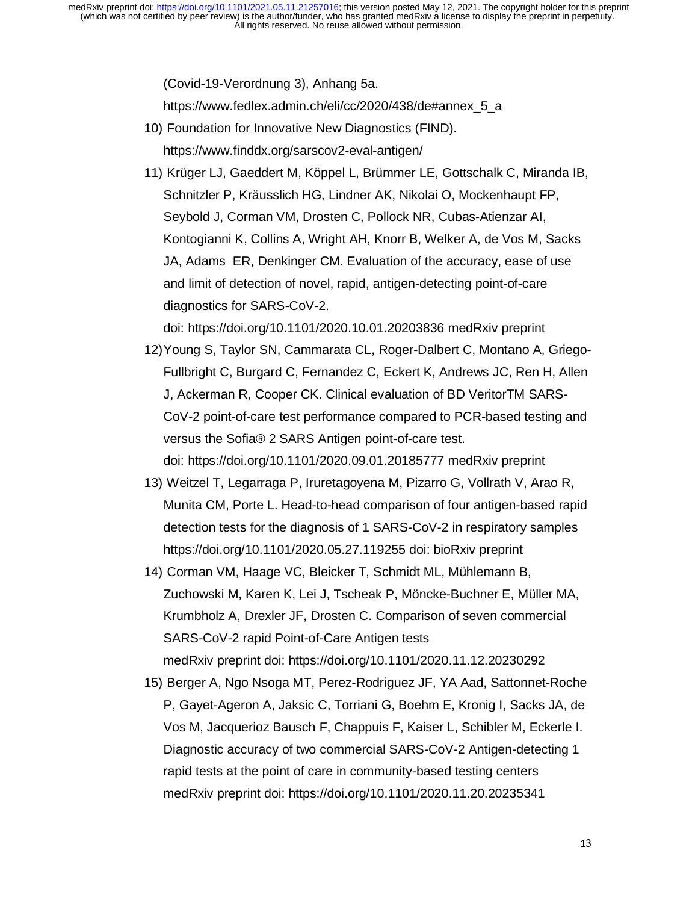(Covid-19-Verordnung 3), Anhang 5a. https://www.fedlex.admin.ch/eli/cc/2020/438/de#annex_5_a

10) Foundation for Innovative New Diagnostics (FIND). https://www.finddx.org/sarscov2-eval-antigen/

11) Krüger LJ, Gaeddert M, Köppel L, Brümmer LE, Gottschalk C, Miranda IB, Schnitzler P, Kräusslich HG, Lindner AK, Nikolai O, Mockenhaupt FP, Seybold J, Corman VM, Drosten C, Pollock NR, Cubas-Atienzar AI, Kontogianni K, Collins A, Wright AH, Knorr B, Welker A, de Vos M, Sacks JA, Adams ER, Denkinger CM. Evaluation of the accuracy, ease of use and limit of detection of novel, rapid, antigen-detecting point-of-care diagnostics for SARS-CoV-2. doi: https://doi.org/10.1101/2020.10.01.20203836 medRxiv preprint

12) Young S, Taylor SN, Cammarata CL, Roger-Dalbert C, Montano A, Griego-Fullbright C, Burgard C, Fernandez C, Eckert K, Andrews JC, Ren H, Allen J, Ackerman R, Cooper CK. Clinical evaluation of BD VeritorTM SARS-CoV-2 point-of-care test performance compared to PCR-based testing and versus the Sofia® 2 SARS Antigen point-of-care test. doi: https://doi.org/10.1101/2020.09.01.20185777 medRxiv preprint

13) Weitzel T, Legarraga P, Iruretagoyena M, Pizarro G, Vollrath V, Arao R, Munita CM, Porte L. Head-to-head comparison of four antigen-based rapid detection tests for the diagnosis of 1 SARS-CoV-2 in respiratory samples https://doi.org/10.1101/2020.05.27.119255 doi: bioRxiv preprint

14) Corman VM, Haage VC, Bleicker T, Schmidt ML, Mühlemann B, Zuchowski M, Karen K, Lei J, Tscheak P, Möncke-Buchner E, Müller MA, Krumbholz A, Drexler JF, Drosten C. Comparison of seven commercial SARS-CoV-2 rapid Point-of-Care Antigen tests medRxiv preprint doi: https://doi.org/10.1101/2020.11.12.20230292

15) Berger A, Ngo Nsoga MT, Perez-Rodriguez JF, YA Aad, Sattonnet-Roche P, Gayet-Ageron A, Jaksic C, Torriani G, Boehm E, Kronig I, Sacks JA, de Vos M, Jacquerioz Bausch F, Chappuis F, Kaiser L, Schibler M, Eckerle I. Diagnostic accuracy of two commercial SARS-CoV-2 Antigen-detecting 1 rapid tests at the point of care in community-based testing centers medRxiv preprint doi: https://doi.org/10.1101/2020.11.20.20235341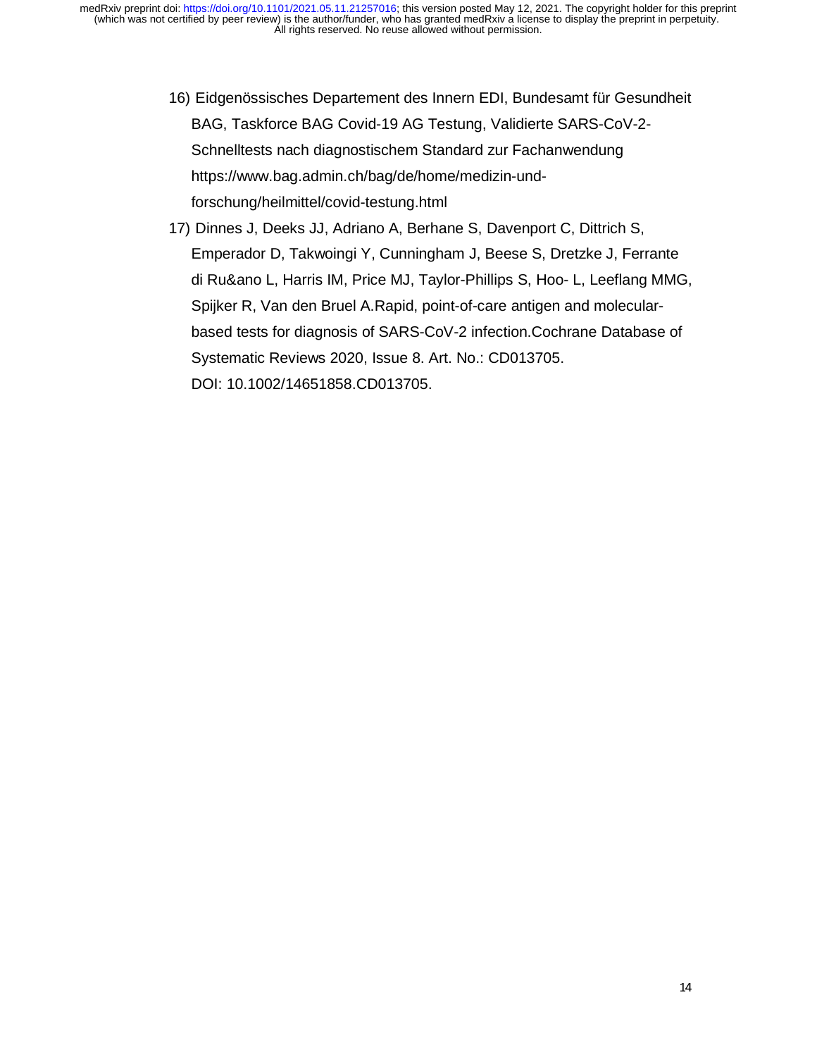16) Eidgenössisches Departement des Innern EDI, Bundesamt für Gesundheit BAG, Taskforce BAG Covid-19 AG Testung, Validierte SARS-CoV-2-Schnelltests nach diagnostischem Standard zur Fachanwendung https://www.bag.admin.ch/bag/de/home/medizin-und-forschung/heilmittel/covid-testung.html

17) Dinnes J, Deeks JJ, Adriano A, Berhane S, Davenport C, Dittrich S, Emperador D, Takwoingi Y, Cunningham J, Beese S, Dretzke J, Ferrante di Ru&ano L, Harris IM, Price MJ, Taylor-Phillips S, Hoo- L, Leeflang MMG, Spijker R, Van den Bruel A.Rapid, point-of-care antigen and molecular-based tests for diagnosis of SARS-CoV-2 infection.Cochrane Database of Systematic Reviews 2020, Issue 8. Art. No.: CD013705. DOI: 10.1002/14651858.CD013705.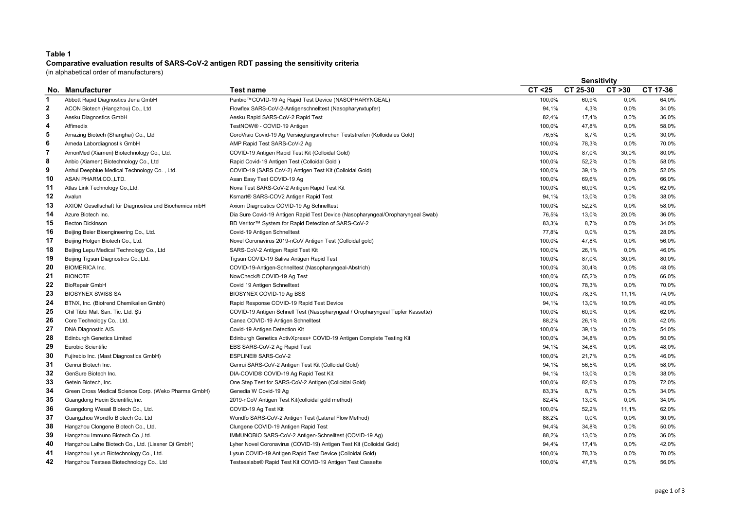**Table 1**

**Comparative evaluation results of SARS-CoV-2 antigen RDT passing the sensitivity criteria**

(in alphabetical order of manufacturers)

| No. | Manufacturer | Test name | Sensitivity | | | |
|---|---|---|---|---|---|---|
| | | | CT <25 | CT 25-30 | CT >30 | CT 17-36 |
| 1 | Abbott Rapid Diagnostics Jena GmbH | Panbio™COVID-19 Ag Rapid Test Device (NASOPHARYNGEAL) | 100,0% | 60,9% | 0,0% | 64,0% |
| 2 | ACON Biotech (Hangzhou) Co., Ltd | Flowflex SARS-CoV-2-Antigenschnelltest (Nasopharynxtupfer) | 94,1% | 4,3% | 0,0% | 34,0% |
| 3 | Aesku Diagnostics GmbH | Aesku Rapid SARS-CoV-2 Rapid Test | 82,4% | 17,4% | 0,0% | 36,0% |
| 4 | Affimedix | TestNOW® - COVID-19 Antigen | 100,0% | 47,8% | 0,0% | 58,0% |
| 5 | Amazing Biotech (Shanghai) Co., Ltd | CoroVisio Covid-19 Ag Versieglungsröhrchen Teststreifen (Kolloidales Gold) | 76,5% | 8,7% | 0,0% | 30,0% |
| 6 | Ameda Labordiagnostik GmbH | AMP Rapid Test SARS-CoV-2 Ag | 100,0% | 78,3% | 0,0% | 70,0% |
| 7 | AmonMed (Xiamen) Biotechnology Co., Ltd. | COVID-19 Antigen Rapid Test Kit (Colloidal Gold) | 100,0% | 87,0% | 30,0% | 80,0% |
| 8 | Anbio (Xiamen) Biotechnology Co., Ltd | Rapid Covid-19 Antigen Test (Colloidal Gold ) | 100,0% | 52,2% | 0,0% | 58,0% |
| 9 | Anhui Deepblue Medical Technology Co. , Ltd. | COVID-19 (SARS CoV-2) Antigen Test Kit (Colloidal Gold) | 100,0% | 39,1% | 0,0% | 52,0% |
| 10 | ASAN PHARM.CO.,LTD. | Asan Easy Test COVID-19 Ag | 100,0% | 69,6% | 0,0% | 66,0% |
| 11 | Atlas Link Technology Co.,Ltd. | Nova Test SARS-CoV-2 Antigen Rapid Test Kit | 100,0% | 60,9% | 0,0% | 62,0% |
| 12 | Avalun | Ksmart® SARS-COV2 Antigen Rapid Test | 94,1% | 13,0% | 0,0% | 38,0% |
| 13 | AXIOM Gesellschaft für Diagnostica und Biochemica mbH | Axiom Diagnostics COVID-19 Ag Schnelltest | 100,0% | 52,2% | 0,0% | 58,0% |
| 14 | Azure Biotech Inc. | Dia Sure Covid-19 Antigen Rapid Test Device (Nasopharyngeal/Oropharyngeal Swab) | 76,5% | 13,0% | 20,0% | 36,0% |
| 15 | Becton Dickinson | BD Veritor™ System for Rapid Detection of SARS-CoV-2 | 83,3% | 8,7% | 0,0% | 34,0% |
| 16 | Beijing Beier Bioengineering Co., Ltd. | Covid-19 Antigen Schnelltest | 77,8% | 0,0% | 0,0% | 28,0% |
| 17 | Beijing Hotgen Biotech Co., Ltd. | Novel Coronavirus 2019-nCoV Antigen Test (Colloidal gold) | 100,0% | 47,8% | 0,0% | 56,0% |
| 18 | Beijing Lepu Medical Technology Co., Ltd | SARS-CoV-2 Antigen Rapid Test Kit | 100,0% | 26,1% | 0,0% | 46,0% |
| 19 | Beijing Tigsun Diagnostics Co.;Ltd. | Tigsun COVID-19 Saliva Antigen Rapid Test | 100,0% | 87,0% | 30,0% | 80,0% |
| 20 | BIOMERICA Inc. | COVID-19-Antigen-Schnelltest (Nasopharyngeal-Abstrich) | 100,0% | 30,4% | 0,0% | 48,0% |
| 21 | BIONOTE | NowCheck® COVID-19 Ag Test | 100,0% | 65,2% | 0,0% | 66,0% |
| 22 | BioRepair GmbH | Covid 19 Antigen Schnelltest | 100,0% | 78,3% | 0,0% | 70,0% |
| 23 | BIOSYNEX SWISS SA | BIOSYNEX COVID-19 Ag BSS | 100,0% | 78,3% | 11,1% | 74,0% |
| 24 | BTNX, Inc. (Biotrend Chemikalien Gmbh) | Rapid Response COVID-19 Rapid Test Device | 94,1% | 13,0% | 10,0% | 40,0% |
| 25 | Chil Tibbi Mal. San. Tic. Ltd. Şti | COVID-19 Antigen Schnell Test (Nasopharyngeal / Oropharyngeal Tupfer Kassette) | 100,0% | 60,9% | 0,0% | 62,0% |
| 26 | Core Technology Co., Ltd. | Canea COVID-19 Antigen Schnelltest | 88,2% | 26,1% | 0,0% | 42,0% |
| 27 | DNA Diagnostic A/S. | Covid-19 Antigen Detection Kit | 100,0% | 39,1% | 10,0% | 54,0% |
| 28 | Edinburgh Genetics Limited | Edinburgh Genetics ActivXpress+ COVID-19 Antigen Complete Testing Kit | 100,0% | 34,8% | 0,0% | 50,0% |
| 29 | Eurobio Scientific | EBS SARS-CoV-2 Ag Rapid Test | 94,1% | 34,8% | 0,0% | 48,0% |
| 30 | Fujirebio Inc. (Mast Diagnostica GmbH) | ESPLINE® SARS-CoV-2 | 100,0% | 21,7% | 0,0% | 46,0% |
| 31 | Genrui Biotech Inc. | Genrui SARS-CoV-2 Antigen Test Kit (Colloidal Gold) | 94,1% | 56,5% | 0,0% | 58,0% |
| 32 | GenSure Biotech Inc. | DIA-COVID® COVID-19 Ag Rapid Test Kit | 94,1% | 13,0% | 0,0% | 38,0% |
| 33 | Getein Biotech, Inc. | One Step Test for SARS-CoV-2 Antigen (Colloidal Gold) | 100,0% | 82,6% | 0,0% | 72,0% |
| 34 | Green Cross Medical Science Corp. (Weko Pharma GmbH) | Genedia W Covid-19 Ag | 83,3% | 8,7% | 0,0% | 34,0% |
| 35 | Guangdong Hecin Scientific,Inc. | 2019-nCoV Antigen Test Kit(colloidal gold method) | 82,4% | 13,0% | 0,0% | 34,0% |
| 36 | Guangdong Wesail Biotech Co., Ltd. | COVID-19 Ag Test Kit | 100,0% | 52,2% | 11,1% | 62,0% |
| 37 | Guangzhou Wondfo Biotech Co. Ltd | Wondfo SARS-CoV-2 Antigen Test (Lateral Flow Method) | 88,2% | 0,0% | 0,0% | 30,0% |
| 38 | Hangzhou Clongene Biotech Co., Ltd. | Clungene COVID-19 Antigen Rapid Test | 94,4% | 34,8% | 0,0% | 50,0% |
| 39 | Hangzhou Immuno Biotech Co.,Ltd. | IMMUNOBIO SARS-CoV-2 Antigen-Schnelltest (COVID-19 Ag) | 88,2% | 13,0% | 0,0% | 36,0% |
| 40 | Hangzhou Laihe Biotech Co., Ltd. (Lissner Qi GmbH) | Lyher Novel Coronavirus (COVID-19) Antigen Test Kit (Colloidal Gold) | 94,4% | 17,4% | 0,0% | 42,0% |
| 41 | Hangzhou Lysun Biotechnology Co., Ltd. | Lysun COVID-19 Antigen Rapid Test Device (Colloidal Gold) | 100,0% | 78,3% | 0,0% | 70,0% |
| 42 | Hangzhou Testsea Biotechnology Co., Ltd | Testsealabs® Rapid Test Kit COVID-19 Antigen Test Cassette | 100,0% | 47,8% | 0,0% | 56,0% |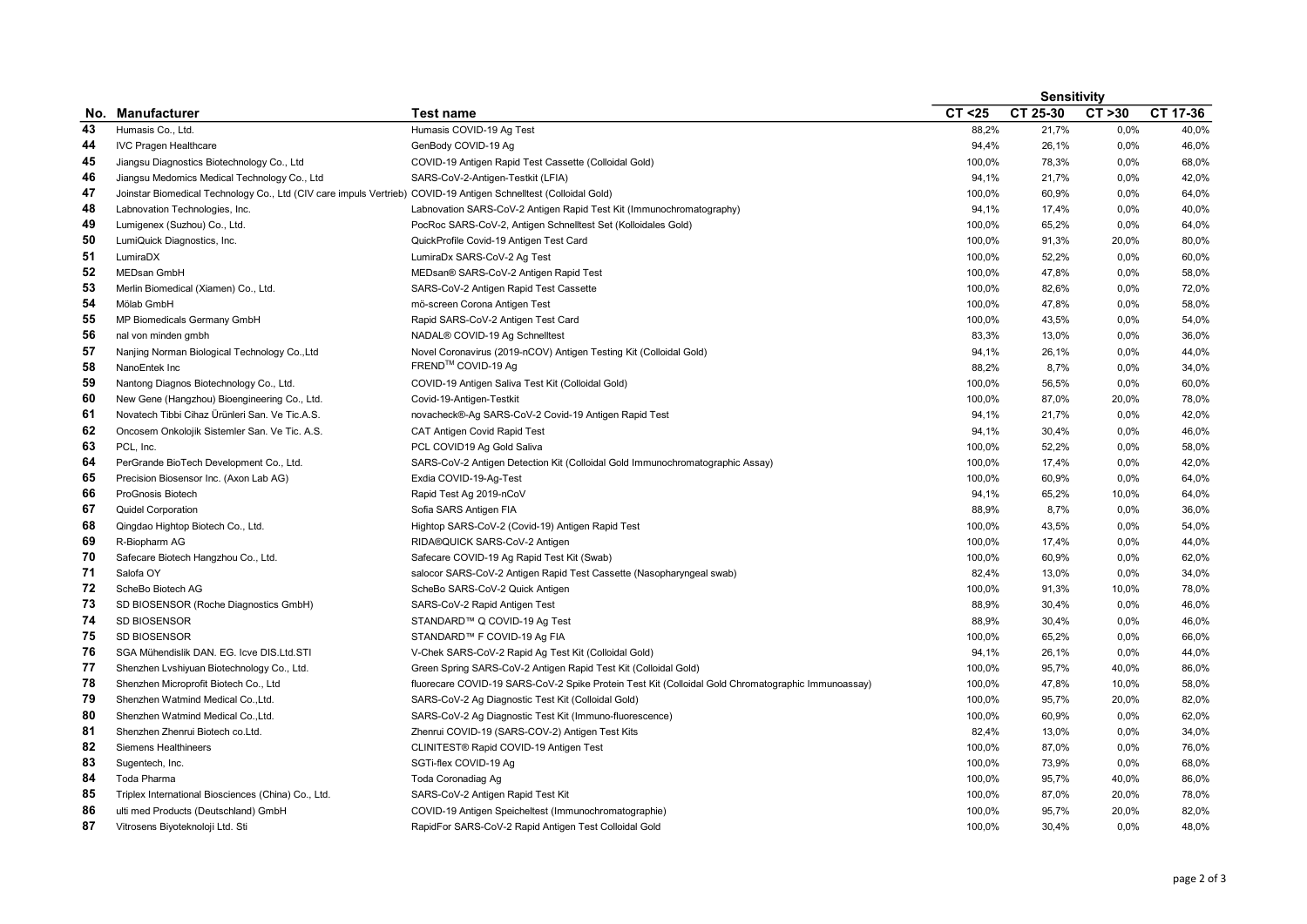| No. | Manufacturer | Test name | Sensitivity | | | |
|---|---|---|---|---|---|---|
| | | | CT <25 | CT 25-30 | CT >30 | CT 17-36 |
| 43 | Humasis Co., Ltd. | Humasis COVID-19 Ag Test | 88,2% | 21,7% | 0,0% | 40,0% |
| 44 | IVC Pragen Healthcare | GenBody COVID-19 Ag | 94,4% | 26,1% | 0,0% | 46,0% |
| 45 | Jiangsu Diagnostics Biotechnology Co., Ltd | COVID-19 Antigen Rapid Test Cassette (Colloidal Gold) | 100,0% | 78,3% | 0,0% | 68,0% |
| 46 | Jiangsu Medomics Medical Technology Co., Ltd | SARS-CoV-2-Antigen-Testkit (LFIA) | 94,1% | 21,7% | 0,0% | 42,0% |
| 47 | Joinstar Biomedical Technology Co., Ltd (CIV care impuls Vertrieb) | COVID-19 Antigen Schnelltest (Colloidal Gold) | 100,0% | 60,9% | 0,0% | 64,0% |
| 48 | Labnovation Technologies, Inc. | Labnovation SARS-CoV-2 Antigen Rapid Test Kit (Immunochromatography) | 94,1% | 17,4% | 0,0% | 40,0% |
| 49 | Lumigenex (Suzhou) Co., Ltd. | PocRoc SARS-CoV-2, Antigen Schnelltest Set (Kolloidales Gold) | 100,0% | 65,2% | 0,0% | 64,0% |
| 50 | LumiQuick Diagnostics, Inc. | QuickProfile Covid-19 Antigen Test Card | 100,0% | 91,3% | 20,0% | 80,0% |
| 51 | LumiraDX | LumiraDx SARS-CoV-2 Ag Test | 100,0% | 52,2% | 0,0% | 60,0% |
| 52 | MEDsan GmbH | MEDsan® SARS-CoV-2 Antigen Rapid Test | 100,0% | 47,8% | 0,0% | 58,0% |
| 53 | Merlin Biomedical (Xiamen) Co., Ltd. | SARS-CoV-2 Antigen Rapid Test Cassette | 100,0% | 82,6% | 0,0% | 72,0% |
| 54 | Mölab GmbH | mö-screen Corona Antigen Test | 100,0% | 47,8% | 0,0% | 58,0% |
| 55 | MP Biomedicals Germany GmbH | Rapid SARS-CoV-2 Antigen Test Card | 100,0% | 43,5% | 0,0% | 54,0% |
| 56 | nal von minden gmbh | NADAL® COVID-19 Ag Schnelltest | 83,3% | 13,0% | 0,0% | 36,0% |
| 57 | Nanjing Norman Biological Technology Co.,Ltd | Novel Coronavirus (2019-nCOV) Antigen Testing Kit (Colloidal Gold) | 94,1% | 26,1% | 0,0% | 44,0% |
| 58 | NanoEntek Inc | FREND™ COVID-19 Ag | 88,2% | 8,7% | 0,0% | 34,0% |
| 59 | Nantong Diagnos Biotechnology Co., Ltd. | COVID-19 Antigen Saliva Test Kit (Colloidal Gold) | 100,0% | 56,5% | 0,0% | 60,0% |
| 60 | New Gene (Hangzhou) Bioengineering Co., Ltd. | Covid-19-Antigen-Testkit | 100,0% | 87,0% | 20,0% | 78,0% |
| 61 | Novatech Tibbi Cihaz Ürünleri San. Ve Tic.A.S. | novacheck®-Ag SARS-CoV-2 Covid-19 Antigen Rapid Test | 94,1% | 21,7% | 0,0% | 42,0% |
| 62 | Oncosem Onkolojik Sistemler San. Ve Tic. A.S. | CAT Antigen Covid Rapid Test | 94,1% | 30,4% | 0,0% | 46,0% |
| 63 | PCL, Inc. | PCL COVID19 Ag Gold Saliva | 100,0% | 52,2% | 0,0% | 58,0% |
| 64 | PerGrande BioTech Development Co., Ltd. | SARS-CoV-2 Antigen Detection Kit (Colloidal Gold Immunochromatographic Assay) | 100,0% | 17,4% | 0,0% | 42,0% |
| 65 | Precision Biosensor Inc. (Axon Lab AG) | Exdia COVID-19-Ag-Test | 100,0% | 60,9% | 0,0% | 64,0% |
| 66 | ProGnosis Biotech | Rapid Test Ag 2019-nCoV | 94,1% | 65,2% | 10,0% | 64,0% |
| 67 | Quidel Corporation | Sofia SARS Antigen FIA | 88,9% | 8,7% | 0,0% | 36,0% |
| 68 | Qingdao Hightop Biotech Co., Ltd. | Hightop SARS-CoV-2 (Covid-19) Antigen Rapid Test | 100,0% | 43,5% | 0,0% | 54,0% |
| 69 | R-Biopharm AG | RIDA®QUICK SARS-CoV-2 Antigen | 100,0% | 17,4% | 0,0% | 44,0% |
| 70 | Safecare Biotech Hangzhou Co., Ltd. | Safecare COVID-19 Ag Rapid Test Kit (Swab) | 100,0% | 60,9% | 0,0% | 62,0% |
| 71 | Salofa OY | salocor SARS-CoV-2 Antigen Rapid Test Cassette (Nasopharyngeal swab) | 82,4% | 13,0% | 0,0% | 34,0% |
| 72 | ScheBo Biotech AG | ScheBo SARS-CoV-2 Quick Antigen | 100,0% | 91,3% | 10,0% | 78,0% |
| 73 | SD BIOSENSOR (Roche Diagnostics GmbH) | SARS-CoV-2 Rapid Antigen Test | 88,9% | 30,4% | 0,0% | 46,0% |
| 74 | SD BIOSENSOR | STANDARD™ Q COVID-19 Ag Test | 88,9% | 30,4% | 0,0% | 46,0% |
| 75 | SD BIOSENSOR | STANDARD™ F COVID-19 Ag FIA | 100,0% | 65,2% | 0,0% | 66,0% |
| 76 | SGA Mühendislik DAN. EG. Icve DIS.Ltd.STI | V-Chek SARS-CoV-2 Rapid Ag Test Kit (Colloidal Gold) | 94,1% | 26,1% | 0,0% | 44,0% |
| 77 | Shenzhen Lvshiyuan Biotechnology Co., Ltd. | Green Spring SARS-CoV-2 Antigen Rapid Test Kit (Colloidal Gold) | 100,0% | 95,7% | 40,0% | 86,0% |
| 78 | Shenzhen Microprofit Biotech Co., Ltd | fluorecare COVID-19 SARS-CoV-2 Spike Protein Test Kit (Colloidal Gold Chromatographic Immunoassay) | 100,0% | 47,8% | 10,0% | 58,0% |
| 79 | Shenzhen Watmind Medical Co.,Ltd. | SARS-CoV-2 Ag Diagnostic Test Kit (Colloidal Gold) | 100,0% | 95,7% | 20,0% | 82,0% |
| 80 | Shenzhen Watmind Medical Co.,Ltd. | SARS-CoV-2 Ag Diagnostic Test Kit (Immuno-fluorescence) | 100,0% | 60,9% | 0,0% | 62,0% |
| 81 | Shenzhen Zhenrui Biotech co.Ltd. | Zhenrui COVID-19 (SARS-COV-2) Antigen Test Kits | 82,4% | 13,0% | 0,0% | 34,0% |
| 82 | Siemens Healthineers | CLINITEST® Rapid COVID-19 Antigen Test | 100,0% | 87,0% | 0,0% | 76,0% |
| 83 | Sugentech, Inc. | SGTi-flex COVID-19 Ag | 100,0% | 73,9% | 0,0% | 68,0% |
| 84 | Toda Pharma | Toda Coronadiag Ag | 100,0% | 95,7% | 40,0% | 86,0% |
| 85 | Triplex International Biosciences (China) Co., Ltd. | SARS-CoV-2 Antigen Rapid Test Kit | 100,0% | 87,0% | 20,0% | 78,0% |
| 86 | ulti med Products (Deutschland) GmbH | COVID-19 Antigen Speicheltest (Immunochromatographie) | 100,0% | 95,7% | 20,0% | 82,0% |
| 87 | Vitrosens Biyoteknoloji Ltd. Sti | RapidFor SARS-CoV-2 Rapid Antigen Test Colloidal Gold | 100,0% | 30,4% | 0,0% | 48,0% |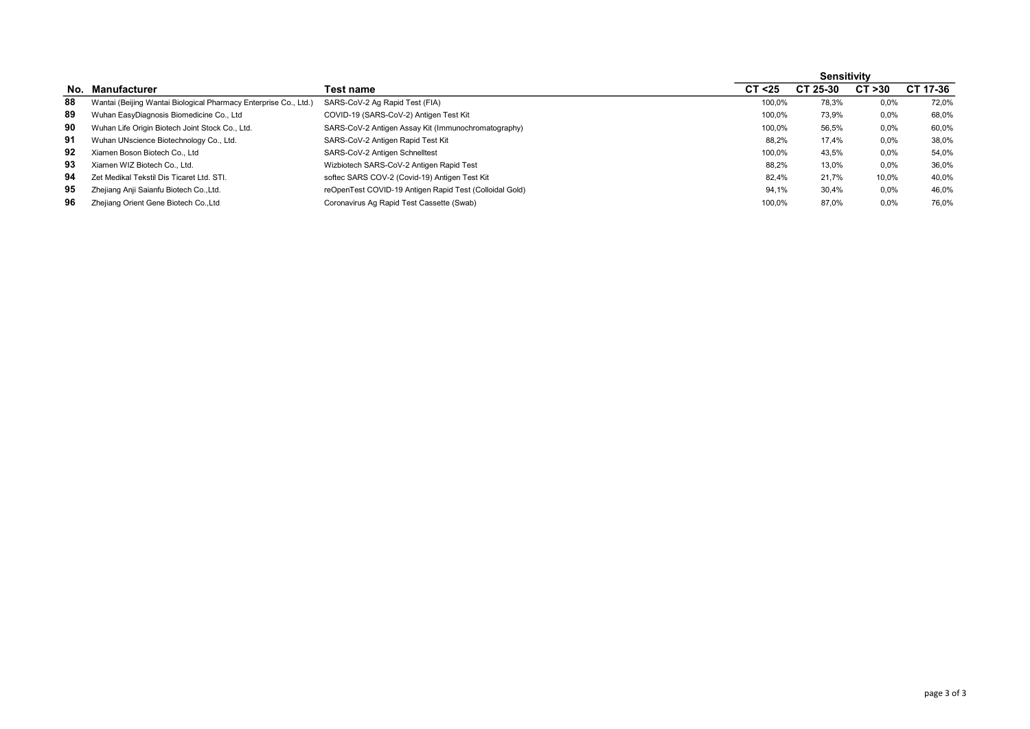| No. | Manufacturer | Test name | Sensitivity | | | |
|---|---|---|---|---|---|---|
| | | | CT <25 | CT 25-30 | CT >30 | CT 17-36 |
| 88 | Wantai (Beijing Wantai Biological Pharmacy Enterprise Co., Ltd.) | SARS-CoV-2 Ag Rapid Test (FIA) | 100,0% | 78,3% | 0,0% | 72,0% |
| 89 | Wuhan EasyDiagnosis Biomedicine Co., Ltd | COVID-19 (SARS-CoV-2) Antigen Test Kit | 100,0% | 73,9% | 0,0% | 68,0% |
| 90 | Wuhan Life Origin Biotech Joint Stock Co., Ltd. | SARS-CoV-2 Antigen Assay Kit (Immunochromatography) | 100,0% | 56,5% | 0,0% | 60,0% |
| 91 | Wuhan UNscience Biotechnology Co., Ltd. | SARS-CoV-2 Antigen Rapid Test Kit | 88,2% | 17,4% | 0,0% | 38,0% |
| 92 | Xiamen Boson Biotech Co., Ltd | SARS-CoV-2 Antigen Schnelltest | 100,0% | 43,5% | 0,0% | 54,0% |
| 93 | Xiamen WIZ Biotech Co., Ltd. | Wizbiotech SARS-CoV-2 Antigen Rapid Test | 88,2% | 13,0% | 0,0% | 36,0% |
| 94 | Zet Medikal Tekstil Dis Ticaret Ltd. STI. | softec SARS COV-2 (Covid-19) Antigen Test Kit | 82,4% | 21,7% | 10,0% | 40,0% |
| 95 | Zhejiang Anji Saianfu Biotech Co.,Ltd. | reOpenTest COVID-19 Antigen Rapid Test (Colloidal Gold) | 94,1% | 30,4% | 0,0% | 46,0% |
| 96 | Zhejiang Orient Gene Biotech Co.,Ltd | Coronavirus Ag Rapid Test Cassette (Swab) | 100,0% | 87,0% | 0,0% | 76,0% |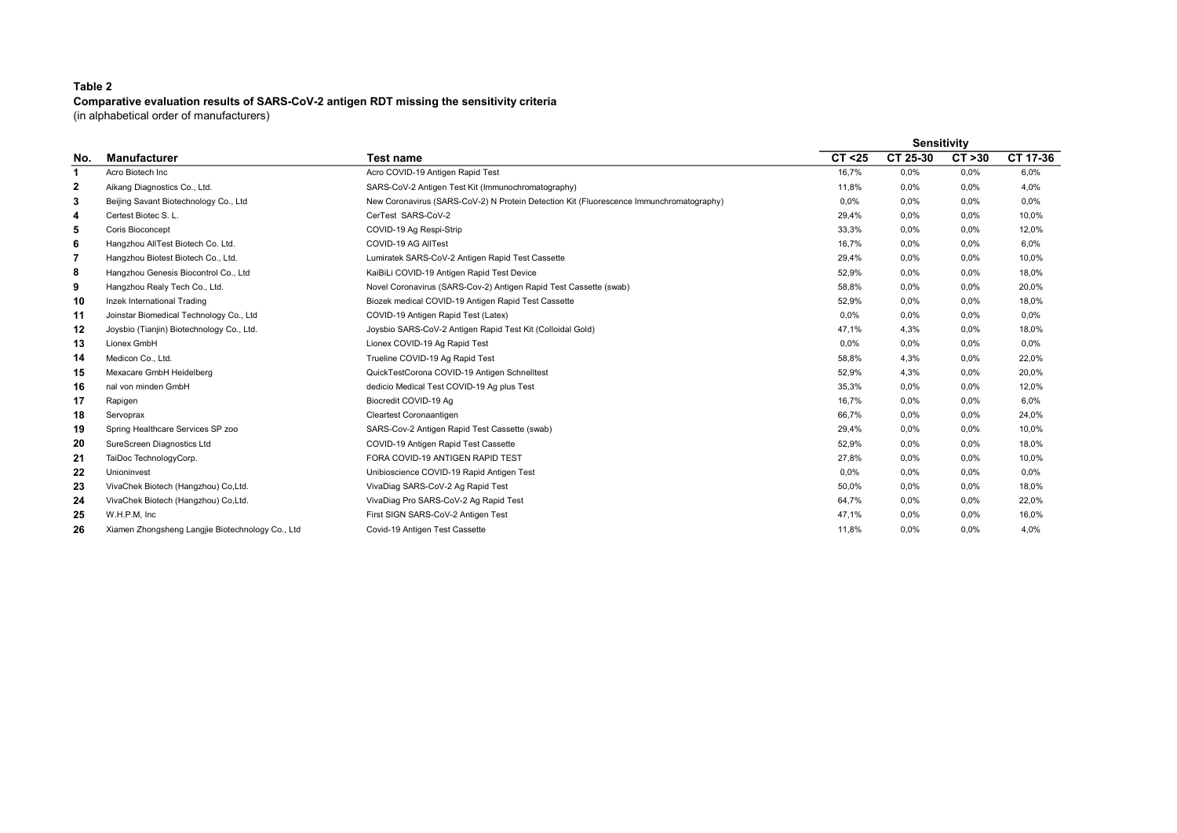**Table 2**

**Comparative evaluation results of SARS-CoV-2 antigen RDT missing the sensitivity criteria**

(in alphabetical order of manufacturers)

| | | | Sensitivity | | | |
|---|---|---|---|---|---|---|
| **No.** | **Manufacturer** | **Test name** | **CT <25** | **CT 25-30** | **CT >30** | **CT 17-36** |
| **1** | Acro Biotech Inc | Acro COVID-19 Antigen Rapid Test | 16,7% | 0,0% | 0,0% | 6,0% |
| **2** | Aikang Diagnostics Co., Ltd. | SARS-CoV-2 Antigen Test Kit (Immunochromatography) | 11,8% | 0,0% | 0,0% | 4,0% |
| **3** | Beijing Savant Biotechnology Co., Ltd | New Coronavirus (SARS-CoV-2) N Protein Detection Kit (Fluorescence Immunchromatography) | 0,0% | 0,0% | 0,0% | 0,0% |
| **4** | Certest Biotec S. L. | CerTest SARS-CoV-2 | 29,4% | 0,0% | 0,0% | 10,0% |
| **5** | Coris Bioconcept | COVID-19 Ag Respi-Strip | 33,3% | 0,0% | 0,0% | 12,0% |
| **6** | Hangzhou AllTest Biotech Co. Ltd. | COVID-19 AG AllTest | 16,7% | 0,0% | 0,0% | 6,0% |
| **7** | Hangzhou Biotest Biotech Co., Ltd. | Lumiratek SARS-CoV-2 Antigen Rapid Test Cassette | 29,4% | 0,0% | 0,0% | 10,0% |
| **8** | Hangzhou Genesis Biocontrol Co., Ltd | KaiBiLi COVID-19 Antigen Rapid Test Device | 52,9% | 0,0% | 0,0% | 18,0% |
| **9** | Hangzhou Realy Tech Co., Ltd. | Novel Coronavirus (SARS-Cov-2) Antigen Rapid Test Cassette (swab) | 58,8% | 0,0% | 0,0% | 20,0% |
| **10** | Inzek International Trading | Biozek medical COVID-19 Antigen Rapid Test Cassette | 52,9% | 0,0% | 0,0% | 18,0% |
| **11** | Joinstar Biomedical Technology Co., Ltd | COVID-19 Antigen Rapid Test (Latex) | 0,0% | 0,0% | 0,0% | 0,0% |
| **12** | Joysbio (Tianjin) Biotechnology Co., Ltd. | Joysbio SARS-CoV-2 Antigen Rapid Test Kit (Colloidal Gold) | 47,1% | 4,3% | 0,0% | 18,0% |
| **13** | Lionex GmbH | Lionex COVID-19 Ag Rapid Test | 0,0% | 0,0% | 0,0% | 0,0% |
| **14** | Medicon Co., Ltd. | Trueline COVID-19 Ag Rapid Test | 58,8% | 4,3% | 0,0% | 22,0% |
| **15** | Mexacare GmbH Heidelberg | QuickTestCorona COVID-19 Antigen Schnelltest | 52,9% | 4,3% | 0,0% | 20,0% |
| **16** | nal von minden GmbH | dedicio Medical Test COVID-19 Ag plus Test | 35,3% | 0,0% | 0,0% | 12,0% |
| **17** | Rapigen | Biocredit COVID-19 Ag | 16,7% | 0,0% | 0,0% | 6,0% |
| **18** | Servoprax | Cleartest Coronaantigen | 66,7% | 0,0% | 0,0% | 24,0% |
| **19** | Spring Healthcare Services SP zoo | SARS-Cov-2 Antigen Rapid Test Cassette (swab) | 29,4% | 0,0% | 0,0% | 10,0% |
| **20** | SureScreen Diagnostics Ltd | COVID-19 Antigen Rapid Test Cassette | 52,9% | 0,0% | 0,0% | 18,0% |
| **21** | TaiDoc TechnologyCorp. | FORA COVID-19 ANTIGEN RAPID TEST | 27,8% | 0,0% | 0,0% | 10,0% |
| **22** | Unioninvest | Unibioscience COVID-19 Rapid Antigen Test | 0,0% | 0,0% | 0,0% | 0,0% |
| **23** | VivaChek Biotech (Hangzhou) Co,Ltd. | VivaDiag SARS-CoV-2 Ag Rapid Test | 50,0% | 0,0% | 0,0% | 18,0% |
| **24** | VivaChek Biotech (Hangzhou) Co,Ltd. | VivaDiag Pro SARS-CoV-2 Ag Rapid Test | 64,7% | 0,0% | 0,0% | 22,0% |
| **25** | W.H.P.M, Inc | First SIGN SARS-CoV-2 Antigen Test | 47,1% | 0,0% | 0,0% | 16,0% |
| **26** | Xiamen Zhongsheng Langjie Biotechnology Co., Ltd | Covid-19 Antigen Test Cassette | 11,8% | 0,0% | 0,0% | 4,0% |